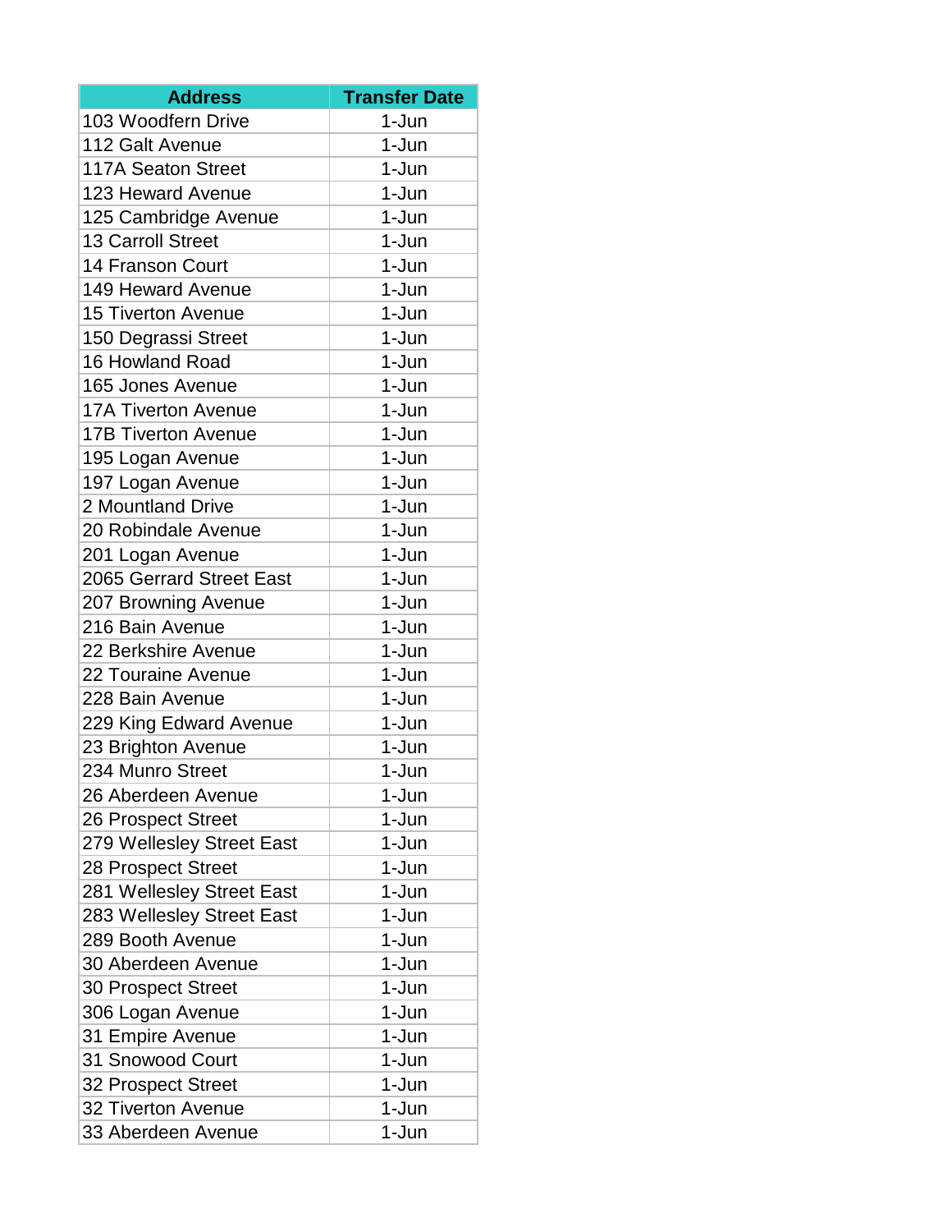| Address | Transfer Date |
|---|---|
| 103 Woodfern Drive | 1-Jun |
| 112 Galt Avenue | 1-Jun |
| 117A Seaton Street | 1-Jun |
| 123 Heward Avenue | 1-Jun |
| 125 Cambridge Avenue | 1-Jun |
| 13 Carroll Street | 1-Jun |
| 14 Franson Court | 1-Jun |
| 149 Heward Avenue | 1-Jun |
| 15 Tiverton Avenue | 1-Jun |
| 150 Degrassi Street | 1-Jun |
| 16 Howland Road | 1-Jun |
| 165 Jones Avenue | 1-Jun |
| 17A Tiverton Avenue | 1-Jun |
| 17B Tiverton Avenue | 1-Jun |
| 195 Logan Avenue | 1-Jun |
| 197 Logan Avenue | 1-Jun |
| 2 Mountland Drive | 1-Jun |
| 20 Robindale Avenue | 1-Jun |
| 201 Logan Avenue | 1-Jun |
| 2065 Gerrard Street East | 1-Jun |
| 207 Browning Avenue | 1-Jun |
| 216 Bain Avenue | 1-Jun |
| 22 Berkshire Avenue | 1-Jun |
| 22 Touraine Avenue | 1-Jun |
| 228 Bain Avenue | 1-Jun |
| 229 King Edward Avenue | 1-Jun |
| 23 Brighton Avenue | 1-Jun |
| 234 Munro Street | 1-Jun |
| 26 Aberdeen Avenue | 1-Jun |
| 26 Prospect Street | 1-Jun |
| 279 Wellesley Street East | 1-Jun |
| 28 Prospect Street | 1-Jun |
| 281 Wellesley Street East | 1-Jun |
| 283 Wellesley Street East | 1-Jun |
| 289 Booth Avenue | 1-Jun |
| 30 Aberdeen Avenue | 1-Jun |
| 30 Prospect Street | 1-Jun |
| 306 Logan Avenue | 1-Jun |
| 31 Empire Avenue | 1-Jun |
| 31 Snowood Court | 1-Jun |
| 32 Prospect Street | 1-Jun |
| 32 Tiverton Avenue | 1-Jun |
| 33 Aberdeen Avenue | 1-Jun |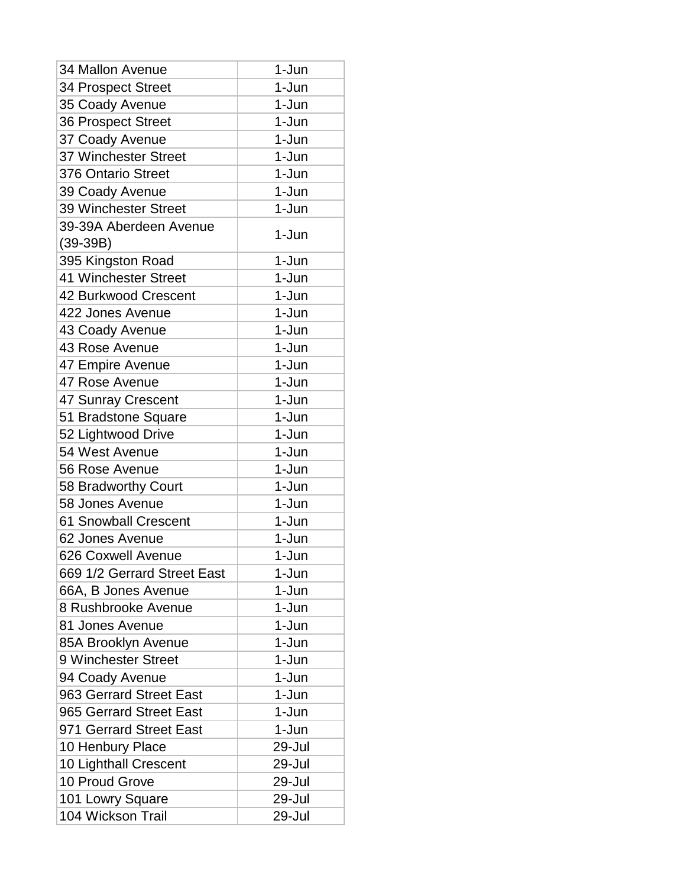| | |
|---|---|
| 34 Mallon Avenue | 1-Jun |
| 34 Prospect Street | 1-Jun |
| 35 Coady Avenue | 1-Jun |
| 36 Prospect Street | 1-Jun |
| 37 Coady Avenue | 1-Jun |
| 37 Winchester Street | 1-Jun |
| 376 Ontario Street | 1-Jun |
| 39 Coady Avenue | 1-Jun |
| 39 Winchester Street | 1-Jun |
| 39-39A Aberdeen Avenue (39-39B) | 1-Jun |
| 395 Kingston Road | 1-Jun |
| 41 Winchester Street | 1-Jun |
| 42 Burkwood Crescent | 1-Jun |
| 422 Jones Avenue | 1-Jun |
| 43 Coady Avenue | 1-Jun |
| 43 Rose Avenue | 1-Jun |
| 47 Empire Avenue | 1-Jun |
| 47 Rose Avenue | 1-Jun |
| 47 Sunray Crescent | 1-Jun |
| 51 Bradstone Square | 1-Jun |
| 52 Lightwood Drive | 1-Jun |
| 54 West Avenue | 1-Jun |
| 56 Rose Avenue | 1-Jun |
| 58 Bradworthy Court | 1-Jun |
| 58 Jones Avenue | 1-Jun |
| 61 Snowball Crescent | 1-Jun |
| 62 Jones Avenue | 1-Jun |
| 626 Coxwell Avenue | 1-Jun |
| 669 1/2 Gerrard Street East | 1-Jun |
| 66A, B Jones Avenue | 1-Jun |
| 8 Rushbrooke Avenue | 1-Jun |
| 81 Jones Avenue | 1-Jun |
| 85A Brooklyn Avenue | 1-Jun |
| 9 Winchester Street | 1-Jun |
| 94 Coady Avenue | 1-Jun |
| 963 Gerrard Street East | 1-Jun |
| 965 Gerrard Street East | 1-Jun |
| 971 Gerrard Street East | 1-Jun |
| 10 Henbury Place | 29-Jul |
| 10 Lighthall Crescent | 29-Jul |
| 10 Proud Grove | 29-Jul |
| 101 Lowry Square | 29-Jul |
| 104 Wickson Trail | 29-Jul |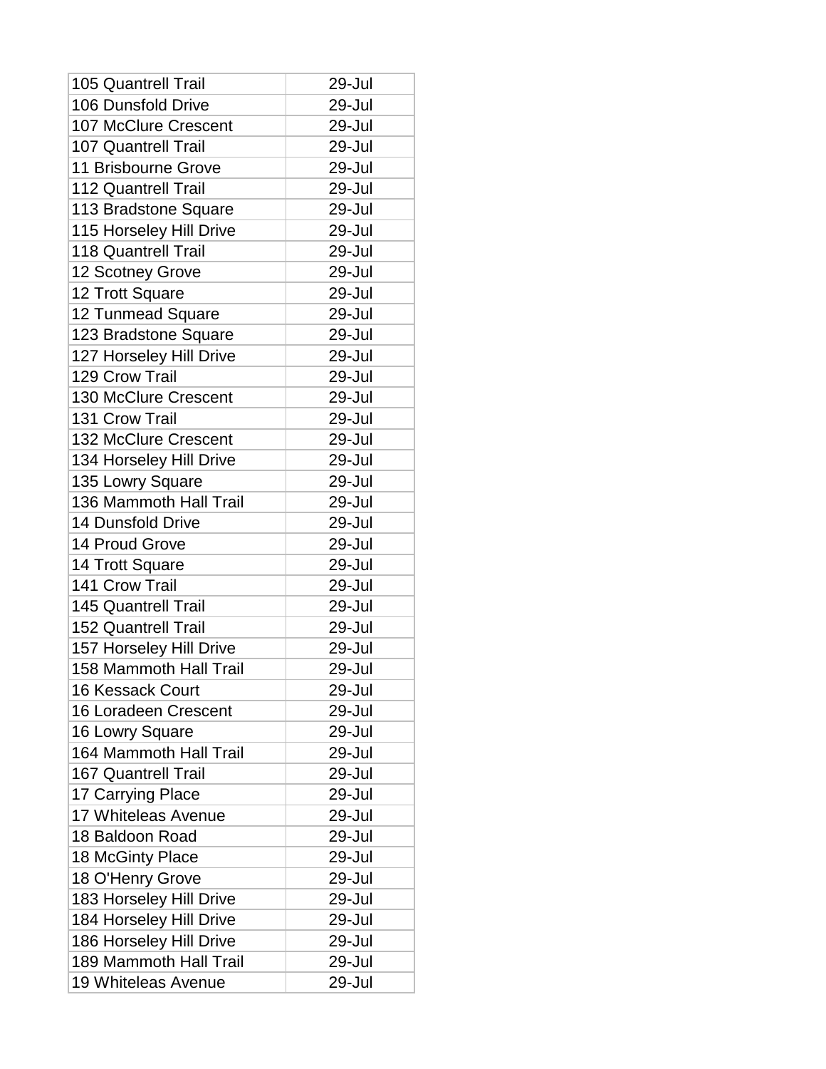| | |
|---|---|
| 105 Quantrell Trail | 29-Jul |
| 106 Dunsfold Drive | 29-Jul |
| 107 McClure Crescent | 29-Jul |
| 107 Quantrell Trail | 29-Jul |
| 11 Brisbourne Grove | 29-Jul |
| 112 Quantrell Trail | 29-Jul |
| 113 Bradstone Square | 29-Jul |
| 115 Horseley Hill Drive | 29-Jul |
| 118 Quantrell Trail | 29-Jul |
| 12 Scotney Grove | 29-Jul |
| 12 Trott Square | 29-Jul |
| 12 Tunmead Square | 29-Jul |
| 123 Bradstone Square | 29-Jul |
| 127 Horseley Hill Drive | 29-Jul |
| 129 Crow Trail | 29-Jul |
| 130 McClure Crescent | 29-Jul |
| 131 Crow Trail | 29-Jul |
| 132 McClure Crescent | 29-Jul |
| 134 Horseley Hill Drive | 29-Jul |
| 135 Lowry Square | 29-Jul |
| 136 Mammoth Hall Trail | 29-Jul |
| 14 Dunsfold Drive | 29-Jul |
| 14 Proud Grove | 29-Jul |
| 14 Trott Square | 29-Jul |
| 141 Crow Trail | 29-Jul |
| 145 Quantrell Trail | 29-Jul |
| 152 Quantrell Trail | 29-Jul |
| 157 Horseley Hill Drive | 29-Jul |
| 158 Mammoth Hall Trail | 29-Jul |
| 16 Kessack Court | 29-Jul |
| 16 Loradeen Crescent | 29-Jul |
| 16 Lowry Square | 29-Jul |
| 164 Mammoth Hall Trail | 29-Jul |
| 167 Quantrell Trail | 29-Jul |
| 17 Carrying Place | 29-Jul |
| 17 Whiteleas Avenue | 29-Jul |
| 18 Baldoon Road | 29-Jul |
| 18 McGinty Place | 29-Jul |
| 18 O'Henry Grove | 29-Jul |
| 183 Horseley Hill Drive | 29-Jul |
| 184 Horseley Hill Drive | 29-Jul |
| 186 Horseley Hill Drive | 29-Jul |
| 189 Mammoth Hall Trail | 29-Jul |
| 19 Whiteleas Avenue | 29-Jul |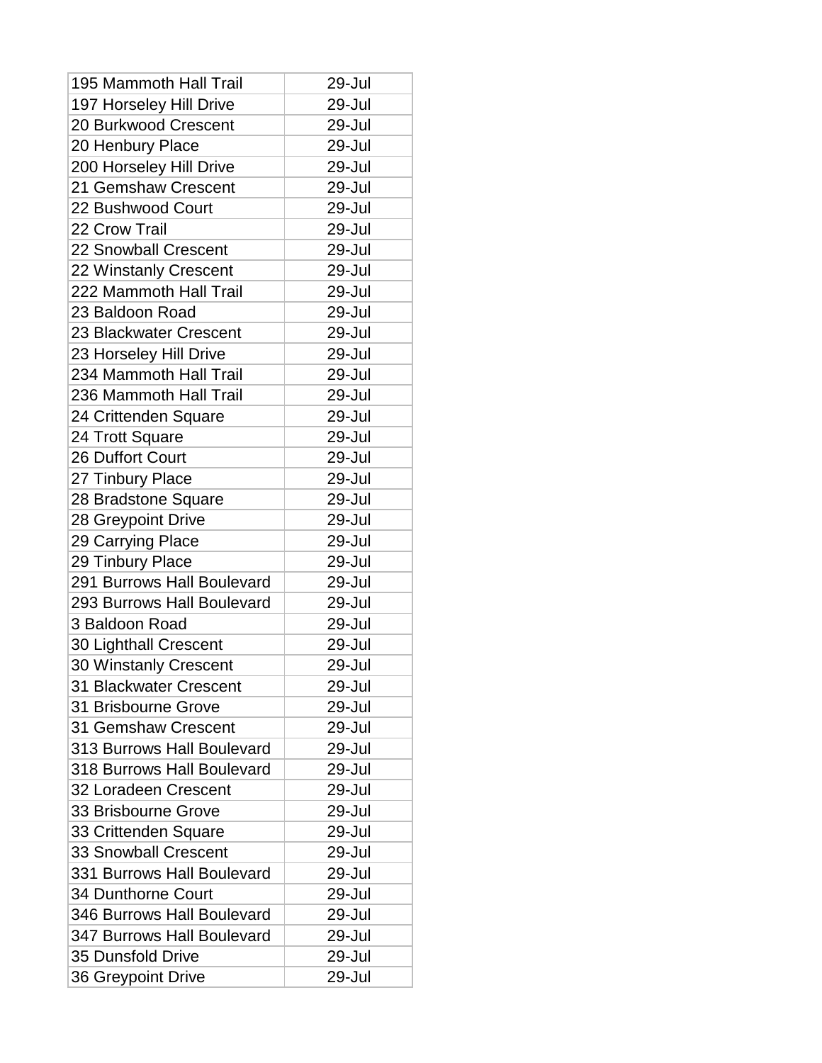| | |
|---|---|
| 195 Mammoth Hall Trail | 29-Jul |
| 197 Horseley Hill Drive | 29-Jul |
| 20 Burkwood Crescent | 29-Jul |
| 20 Henbury Place | 29-Jul |
| 200 Horseley Hill Drive | 29-Jul |
| 21 Gemshaw Crescent | 29-Jul |
| 22 Bushwood Court | 29-Jul |
| 22 Crow Trail | 29-Jul |
| 22 Snowball Crescent | 29-Jul |
| 22 Winstanly Crescent | 29-Jul |
| 222 Mammoth Hall Trail | 29-Jul |
| 23 Baldoon Road | 29-Jul |
| 23 Blackwater Crescent | 29-Jul |
| 23 Horseley Hill Drive | 29-Jul |
| 234 Mammoth Hall Trail | 29-Jul |
| 236 Mammoth Hall Trail | 29-Jul |
| 24 Crittenden Square | 29-Jul |
| 24 Trott Square | 29-Jul |
| 26 Duffort Court | 29-Jul |
| 27 Tinbury Place | 29-Jul |
| 28 Bradstone Square | 29-Jul |
| 28 Greypoint Drive | 29-Jul |
| 29 Carrying Place | 29-Jul |
| 29 Tinbury Place | 29-Jul |
| 291 Burrows Hall Boulevard | 29-Jul |
| 293 Burrows Hall Boulevard | 29-Jul |
| 3 Baldoon Road | 29-Jul |
| 30 Lighthall Crescent | 29-Jul |
| 30 Winstanly Crescent | 29-Jul |
| 31 Blackwater Crescent | 29-Jul |
| 31 Brisbourne Grove | 29-Jul |
| 31 Gemshaw Crescent | 29-Jul |
| 313 Burrows Hall Boulevard | 29-Jul |
| 318 Burrows Hall Boulevard | 29-Jul |
| 32 Loradeen Crescent | 29-Jul |
| 33 Brisbourne Grove | 29-Jul |
| 33 Crittenden Square | 29-Jul |
| 33 Snowball Crescent | 29-Jul |
| 331 Burrows Hall Boulevard | 29-Jul |
| 34 Dunthorne Court | 29-Jul |
| 346 Burrows Hall Boulevard | 29-Jul |
| 347 Burrows Hall Boulevard | 29-Jul |
| 35 Dunsfold Drive | 29-Jul |
| 36 Greypoint Drive | 29-Jul |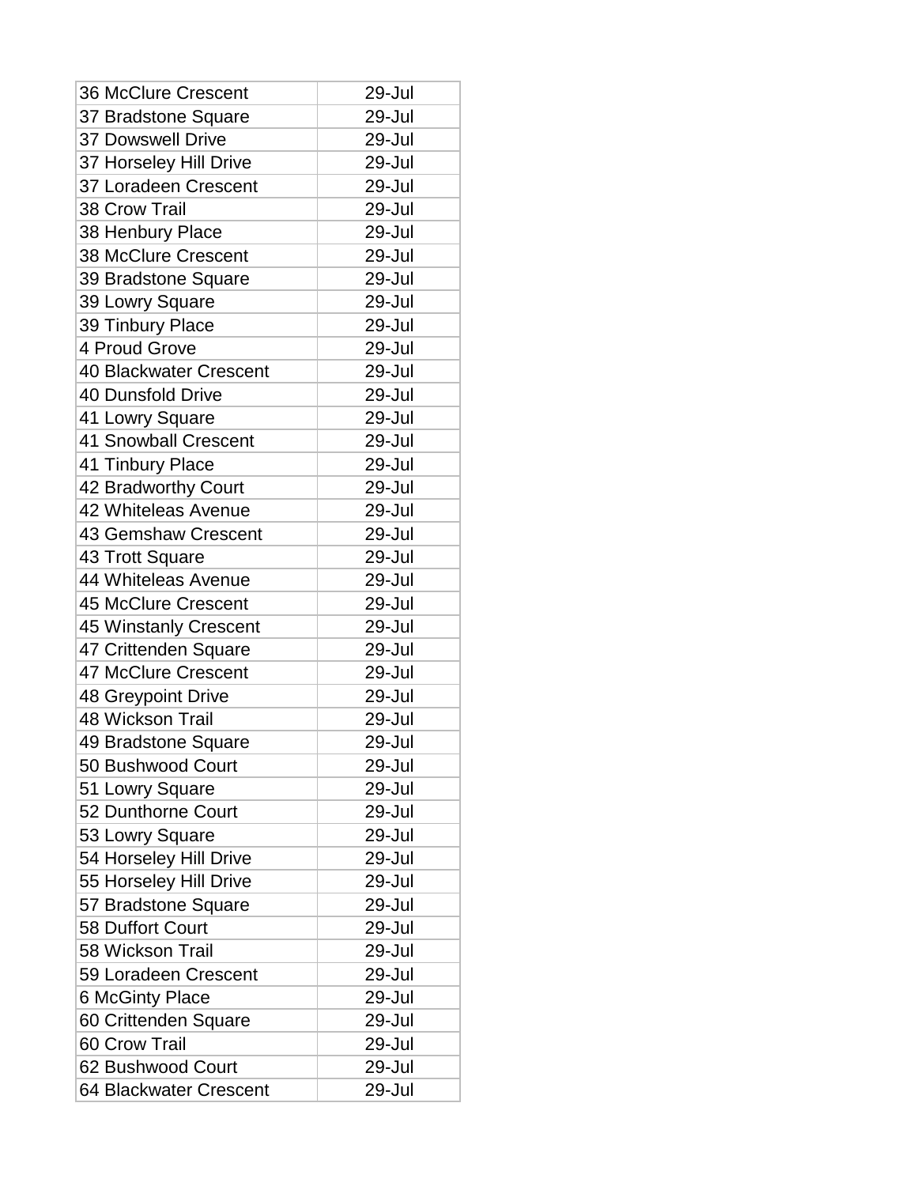| 36 McClure Crescent | 29-Jul |
|---|---|
| 37 Bradstone Square | 29-Jul |
| 37 Dowswell Drive | 29-Jul |
| 37 Horseley Hill Drive | 29-Jul |
| 37 Loradeen Crescent | 29-Jul |
| 38 Crow Trail | 29-Jul |
| 38 Henbury Place | 29-Jul |
| 38 McClure Crescent | 29-Jul |
| 39 Bradstone Square | 29-Jul |
| 39 Lowry Square | 29-Jul |
| 39 Tinbury Place | 29-Jul |
| 4 Proud Grove | 29-Jul |
| 40 Blackwater Crescent | 29-Jul |
| 40 Dunsfold Drive | 29-Jul |
| 41 Lowry Square | 29-Jul |
| 41 Snowball Crescent | 29-Jul |
| 41 Tinbury Place | 29-Jul |
| 42 Bradworthy Court | 29-Jul |
| 42 Whiteleas Avenue | 29-Jul |
| 43 Gemshaw Crescent | 29-Jul |
| 43 Trott Square | 29-Jul |
| 44 Whiteleas Avenue | 29-Jul |
| 45 McClure Crescent | 29-Jul |
| 45 Winstanly Crescent | 29-Jul |
| 47 Crittenden Square | 29-Jul |
| 47 McClure Crescent | 29-Jul |
| 48 Greypoint Drive | 29-Jul |
| 48 Wickson Trail | 29-Jul |
| 49 Bradstone Square | 29-Jul |
| 50 Bushwood Court | 29-Jul |
| 51 Lowry Square | 29-Jul |
| 52 Dunthorne Court | 29-Jul |
| 53 Lowry Square | 29-Jul |
| 54 Horseley Hill Drive | 29-Jul |
| 55 Horseley Hill Drive | 29-Jul |
| 57 Bradstone Square | 29-Jul |
| 58 Duffort Court | 29-Jul |
| 58 Wickson Trail | 29-Jul |
| 59 Loradeen Crescent | 29-Jul |
| 6 McGinty Place | 29-Jul |
| 60 Crittenden Square | 29-Jul |
| 60 Crow Trail | 29-Jul |
| 62 Bushwood Court | 29-Jul |
| 64 Blackwater Crescent | 29-Jul |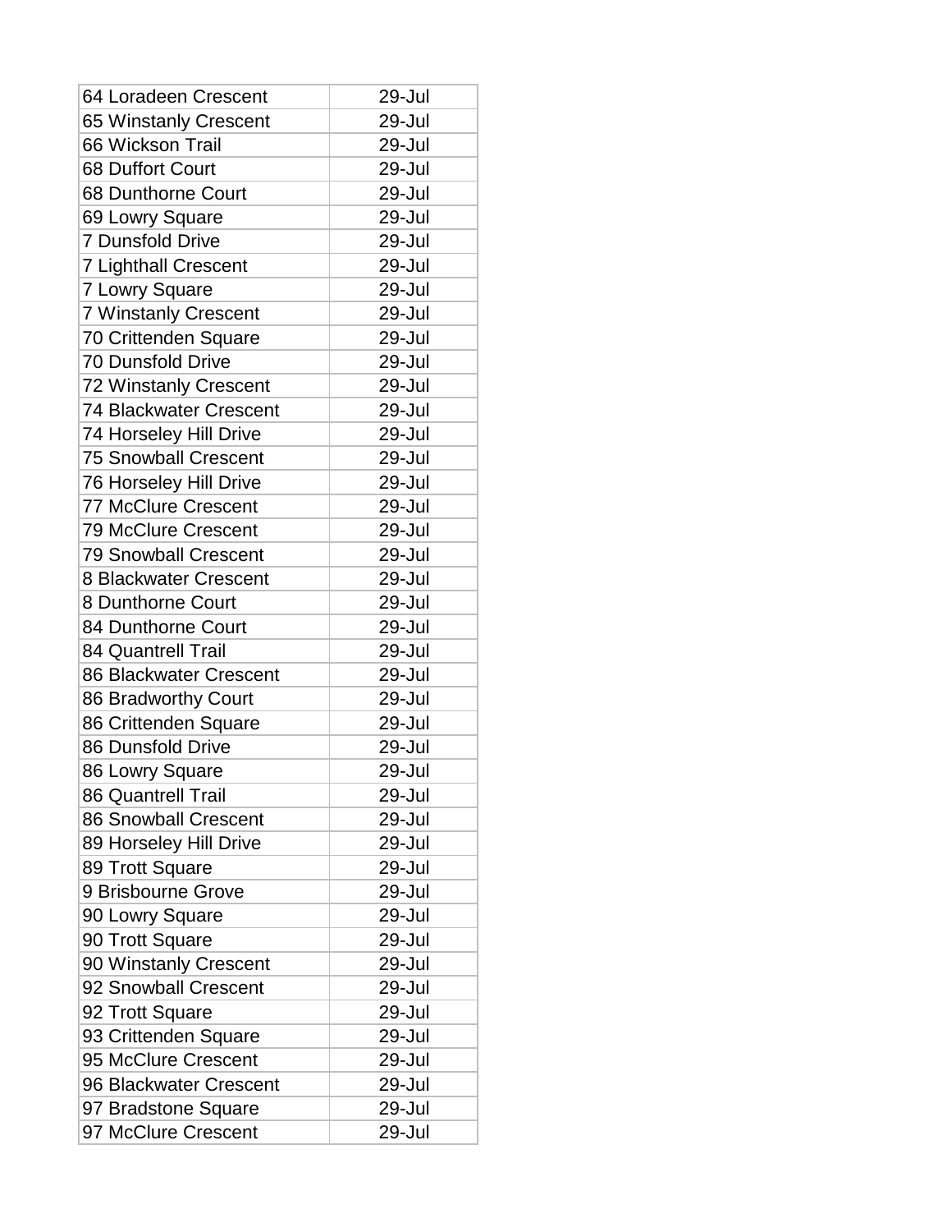| 64 Loradeen Crescent | 29-Jul |
|---|---|
| 65 Winstanly Crescent | 29-Jul |
| 66 Wickson Trail | 29-Jul |
| 68 Duffort Court | 29-Jul |
| 68 Dunthorne Court | 29-Jul |
| 69 Lowry Square | 29-Jul |
| 7 Dunsfold Drive | 29-Jul |
| 7 Lighthall Crescent | 29-Jul |
| 7 Lowry Square | 29-Jul |
| 7 Winstanly Crescent | 29-Jul |
| 70 Crittenden Square | 29-Jul |
| 70 Dunsfold Drive | 29-Jul |
| 72 Winstanly Crescent | 29-Jul |
| 74 Blackwater Crescent | 29-Jul |
| 74 Horseley Hill Drive | 29-Jul |
| 75 Snowball Crescent | 29-Jul |
| 76 Horseley Hill Drive | 29-Jul |
| 77 McClure Crescent | 29-Jul |
| 79 McClure Crescent | 29-Jul |
| 79 Snowball Crescent | 29-Jul |
| 8 Blackwater Crescent | 29-Jul |
| 8 Dunthorne Court | 29-Jul |
| 84 Dunthorne Court | 29-Jul |
| 84 Quantrell Trail | 29-Jul |
| 86 Blackwater Crescent | 29-Jul |
| 86 Bradworthy Court | 29-Jul |
| 86 Crittenden Square | 29-Jul |
| 86 Dunsfold Drive | 29-Jul |
| 86 Lowry Square | 29-Jul |
| 86 Quantrell Trail | 29-Jul |
| 86 Snowball Crescent | 29-Jul |
| 89 Horseley Hill Drive | 29-Jul |
| 89 Trott Square | 29-Jul |
| 9 Brisbourne Grove | 29-Jul |
| 90 Lowry Square | 29-Jul |
| 90 Trott Square | 29-Jul |
| 90 Winstanly Crescent | 29-Jul |
| 92 Snowball Crescent | 29-Jul |
| 92 Trott Square | 29-Jul |
| 93 Crittenden Square | 29-Jul |
| 95 McClure Crescent | 29-Jul |
| 96 Blackwater Crescent | 29-Jul |
| 97 Bradstone Square | 29-Jul |
| 97 McClure Crescent | 29-Jul |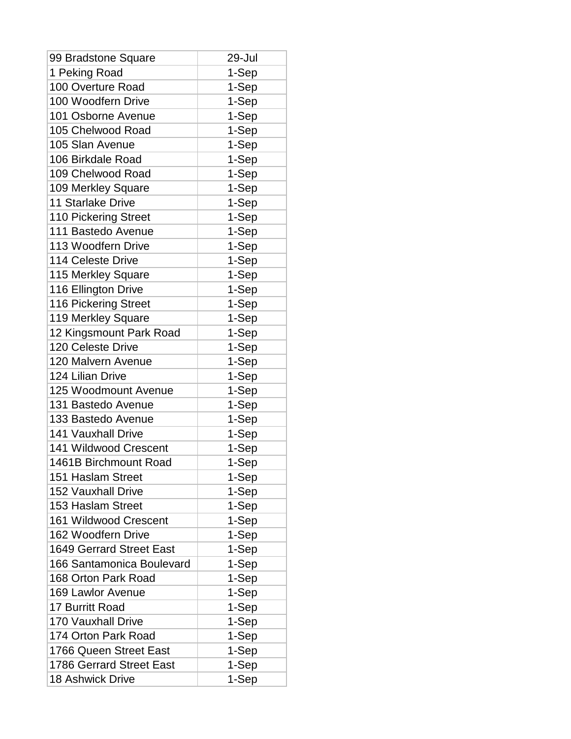| 99 Bradstone Square | 29-Jul |
|---|---|
| 1 Peking Road | 1-Sep |
| 100 Overture Road | 1-Sep |
| 100 Woodfern Drive | 1-Sep |
| 101 Osborne Avenue | 1-Sep |
| 105 Chelwood Road | 1-Sep |
| 105 Slan Avenue | 1-Sep |
| 106 Birkdale Road | 1-Sep |
| 109 Chelwood Road | 1-Sep |
| 109 Merkley Square | 1-Sep |
| 11 Starlake Drive | 1-Sep |
| 110 Pickering Street | 1-Sep |
| 111 Bastedo Avenue | 1-Sep |
| 113 Woodfern Drive | 1-Sep |
| 114 Celeste Drive | 1-Sep |
| 115 Merkley Square | 1-Sep |
| 116 Ellington Drive | 1-Sep |
| 116 Pickering Street | 1-Sep |
| 119 Merkley Square | 1-Sep |
| 12 Kingsmount Park Road | 1-Sep |
| 120 Celeste Drive | 1-Sep |
| 120 Malvern Avenue | 1-Sep |
| 124 Lilian Drive | 1-Sep |
| 125 Woodmount Avenue | 1-Sep |
| 131 Bastedo Avenue | 1-Sep |
| 133 Bastedo Avenue | 1-Sep |
| 141 Vauxhall Drive | 1-Sep |
| 141 Wildwood Crescent | 1-Sep |
| 1461B Birchmount Road | 1-Sep |
| 151 Haslam Street | 1-Sep |
| 152 Vauxhall Drive | 1-Sep |
| 153 Haslam Street | 1-Sep |
| 161 Wildwood Crescent | 1-Sep |
| 162 Woodfern Drive | 1-Sep |
| 1649 Gerrard Street East | 1-Sep |
| 166 Santamonica Boulevard | 1-Sep |
| 168 Orton Park Road | 1-Sep |
| 169 Lawlor Avenue | 1-Sep |
| 17 Burritt Road | 1-Sep |
| 170 Vauxhall Drive | 1-Sep |
| 174 Orton Park Road | 1-Sep |
| 1766 Queen Street East | 1-Sep |
| 1786 Gerrard Street East | 1-Sep |
| 18 Ashwick Drive | 1-Sep |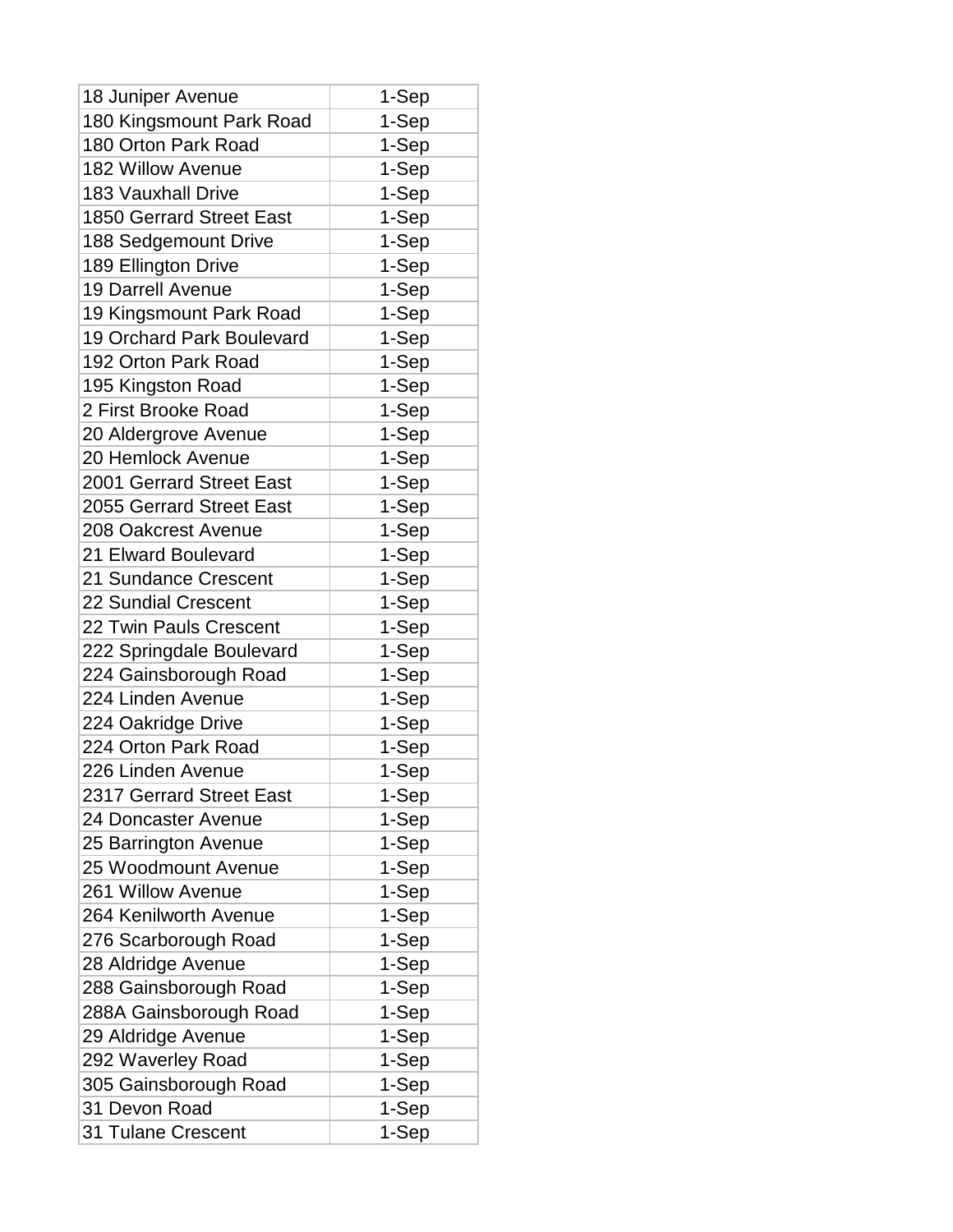| | |
|---|---|
| 18 Juniper Avenue | 1-Sep |
| 180 Kingsmount Park Road | 1-Sep |
| 180 Orton Park Road | 1-Sep |
| 182 Willow Avenue | 1-Sep |
| 183 Vauxhall Drive | 1-Sep |
| 1850 Gerrard Street East | 1-Sep |
| 188 Sedgemount Drive | 1-Sep |
| 189 Ellington Drive | 1-Sep |
| 19 Darrell Avenue | 1-Sep |
| 19 Kingsmount Park Road | 1-Sep |
| 19 Orchard Park Boulevard | 1-Sep |
| 192 Orton Park Road | 1-Sep |
| 195 Kingston Road | 1-Sep |
| 2 First Brooke Road | 1-Sep |
| 20 Aldergrove Avenue | 1-Sep |
| 20 Hemlock Avenue | 1-Sep |
| 2001 Gerrard Street East | 1-Sep |
| 2055 Gerrard Street East | 1-Sep |
| 208 Oakcrest Avenue | 1-Sep |
| 21 Elward Boulevard | 1-Sep |
| 21 Sundance Crescent | 1-Sep |
| 22 Sundial Crescent | 1-Sep |
| 22 Twin Pauls Crescent | 1-Sep |
| 222 Springdale Boulevard | 1-Sep |
| 224 Gainsborough Road | 1-Sep |
| 224 Linden Avenue | 1-Sep |
| 224 Oakridge Drive | 1-Sep |
| 224 Orton Park Road | 1-Sep |
| 226 Linden Avenue | 1-Sep |
| 2317 Gerrard Street East | 1-Sep |
| 24 Doncaster Avenue | 1-Sep |
| 25 Barrington Avenue | 1-Sep |
| 25 Woodmount Avenue | 1-Sep |
| 261 Willow Avenue | 1-Sep |
| 264 Kenilworth Avenue | 1-Sep |
| 276 Scarborough Road | 1-Sep |
| 28 Aldridge Avenue | 1-Sep |
| 288 Gainsborough Road | 1-Sep |
| 288A Gainsborough Road | 1-Sep |
| 29 Aldridge Avenue | 1-Sep |
| 292 Waverley Road | 1-Sep |
| 305 Gainsborough Road | 1-Sep |
| 31 Devon Road | 1-Sep |
| 31 Tulane Crescent | 1-Sep |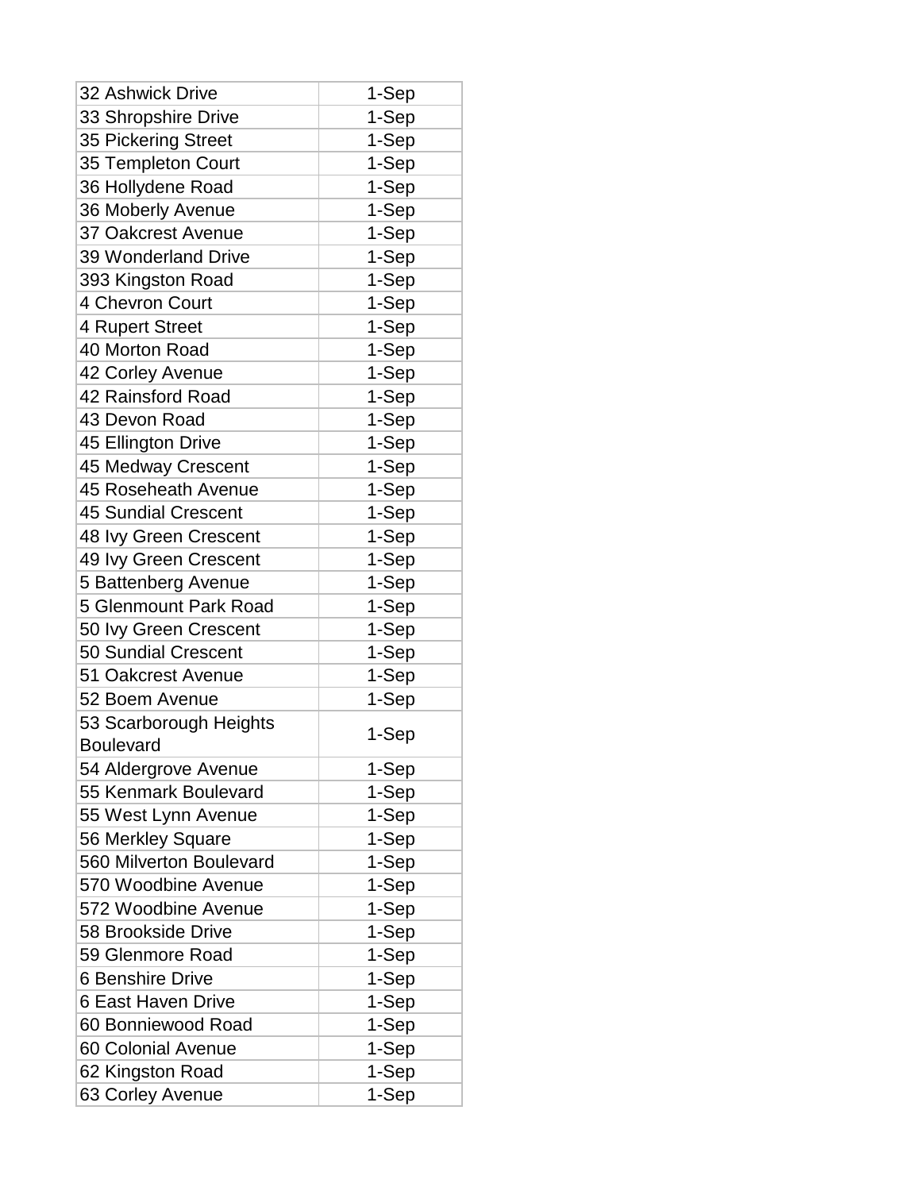| 32 Ashwick Drive | 1-Sep |
|---|---|
| 33 Shropshire Drive | 1-Sep |
| 35 Pickering Street | 1-Sep |
| 35 Templeton Court | 1-Sep |
| 36 Hollydene Road | 1-Sep |
| 36 Moberly Avenue | 1-Sep |
| 37 Oakcrest Avenue | 1-Sep |
| 39 Wonderland Drive | 1-Sep |
| 393 Kingston Road | 1-Sep |
| 4 Chevron Court | 1-Sep |
| 4 Rupert Street | 1-Sep |
| 40 Morton Road | 1-Sep |
| 42 Corley Avenue | 1-Sep |
| 42 Rainsford Road | 1-Sep |
| 43 Devon Road | 1-Sep |
| 45 Ellington Drive | 1-Sep |
| 45 Medway Crescent | 1-Sep |
| 45 Roseheath Avenue | 1-Sep |
| 45 Sundial Crescent | 1-Sep |
| 48 Ivy Green Crescent | 1-Sep |
| 49 Ivy Green Crescent | 1-Sep |
| 5 Battenberg Avenue | 1-Sep |
| 5 Glenmount Park Road | 1-Sep |
| 50 Ivy Green Crescent | 1-Sep |
| 50 Sundial Crescent | 1-Sep |
| 51 Oakcrest Avenue | 1-Sep |
| 52 Boem Avenue | 1-Sep |
| 53 Scarborough Heights Boulevard | 1-Sep |
| 54 Aldergrove Avenue | 1-Sep |
| 55 Kenmark Boulevard | 1-Sep |
| 55 West Lynn Avenue | 1-Sep |
| 56 Merkley Square | 1-Sep |
| 560 Milverton Boulevard | 1-Sep |
| 570 Woodbine Avenue | 1-Sep |
| 572 Woodbine Avenue | 1-Sep |
| 58 Brookside Drive | 1-Sep |
| 59 Glenmore Road | 1-Sep |
| 6 Benshire Drive | 1-Sep |
| 6 East Haven Drive | 1-Sep |
| 60 Bonniewood Road | 1-Sep |
| 60 Colonial Avenue | 1-Sep |
| 62 Kingston Road | 1-Sep |
| 63 Corley Avenue | 1-Sep |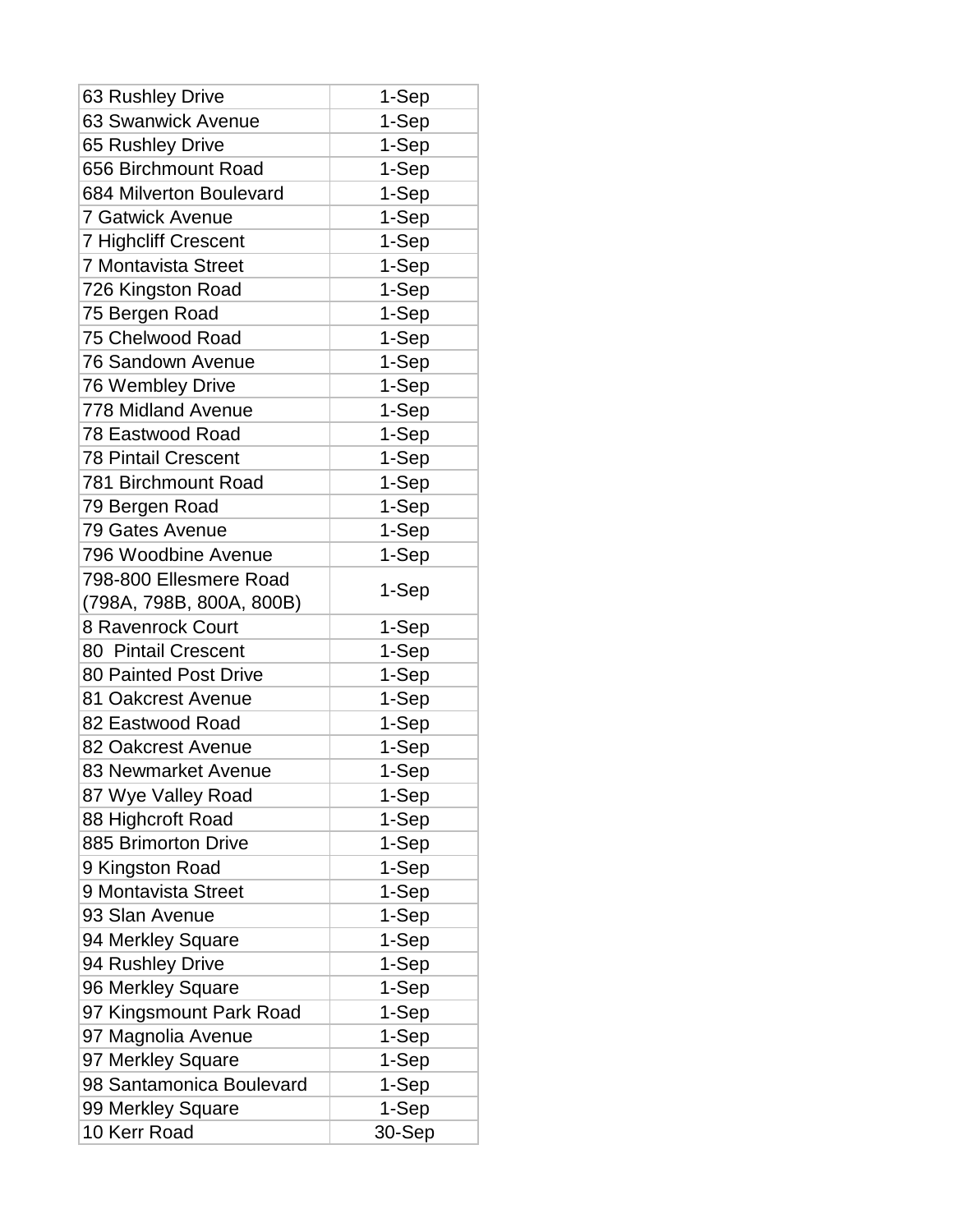| 63 Rushley Drive | 1-Sep |
|---|---|
| 63 Swanwick Avenue | 1-Sep |
| 65 Rushley Drive | 1-Sep |
| 656 Birchmount Road | 1-Sep |
| 684 Milverton Boulevard | 1-Sep |
| 7 Gatwick Avenue | 1-Sep |
| 7 Highcliff Crescent | 1-Sep |
| 7 Montavista Street | 1-Sep |
| 726 Kingston Road | 1-Sep |
| 75 Bergen Road | 1-Sep |
| 75 Chelwood Road | 1-Sep |
| 76 Sandown Avenue | 1-Sep |
| 76 Wembley Drive | 1-Sep |
| 778 Midland Avenue | 1-Sep |
| 78 Eastwood Road | 1-Sep |
| 78 Pintail Crescent | 1-Sep |
| 781 Birchmount Road | 1-Sep |
| 79 Bergen Road | 1-Sep |
| 79 Gates Avenue | 1-Sep |
| 796 Woodbine Avenue | 1-Sep |
| 798-800 Ellesmere Road (798A, 798B, 800A, 800B) | 1-Sep |
| 8 Ravenrock Court | 1-Sep |
| 80 Pintail Crescent | 1-Sep |
| 80 Painted Post Drive | 1-Sep |
| 81 Oakcrest Avenue | 1-Sep |
| 82 Eastwood Road | 1-Sep |
| 82 Oakcrest Avenue | 1-Sep |
| 83 Newmarket Avenue | 1-Sep |
| 87 Wye Valley Road | 1-Sep |
| 88 Highcroft Road | 1-Sep |
| 885 Brimorton Drive | 1-Sep |
| 9 Kingston Road | 1-Sep |
| 9 Montavista Street | 1-Sep |
| 93 Slan Avenue | 1-Sep |
| 94 Merkley Square | 1-Sep |
| 94 Rushley Drive | 1-Sep |
| 96 Merkley Square | 1-Sep |
| 97 Kingsmount Park Road | 1-Sep |
| 97 Magnolia Avenue | 1-Sep |
| 97 Merkley Square | 1-Sep |
| 98 Santamonica Boulevard | 1-Sep |
| 99 Merkley Square | 1-Sep |
| 10 Kerr Road | 30-Sep |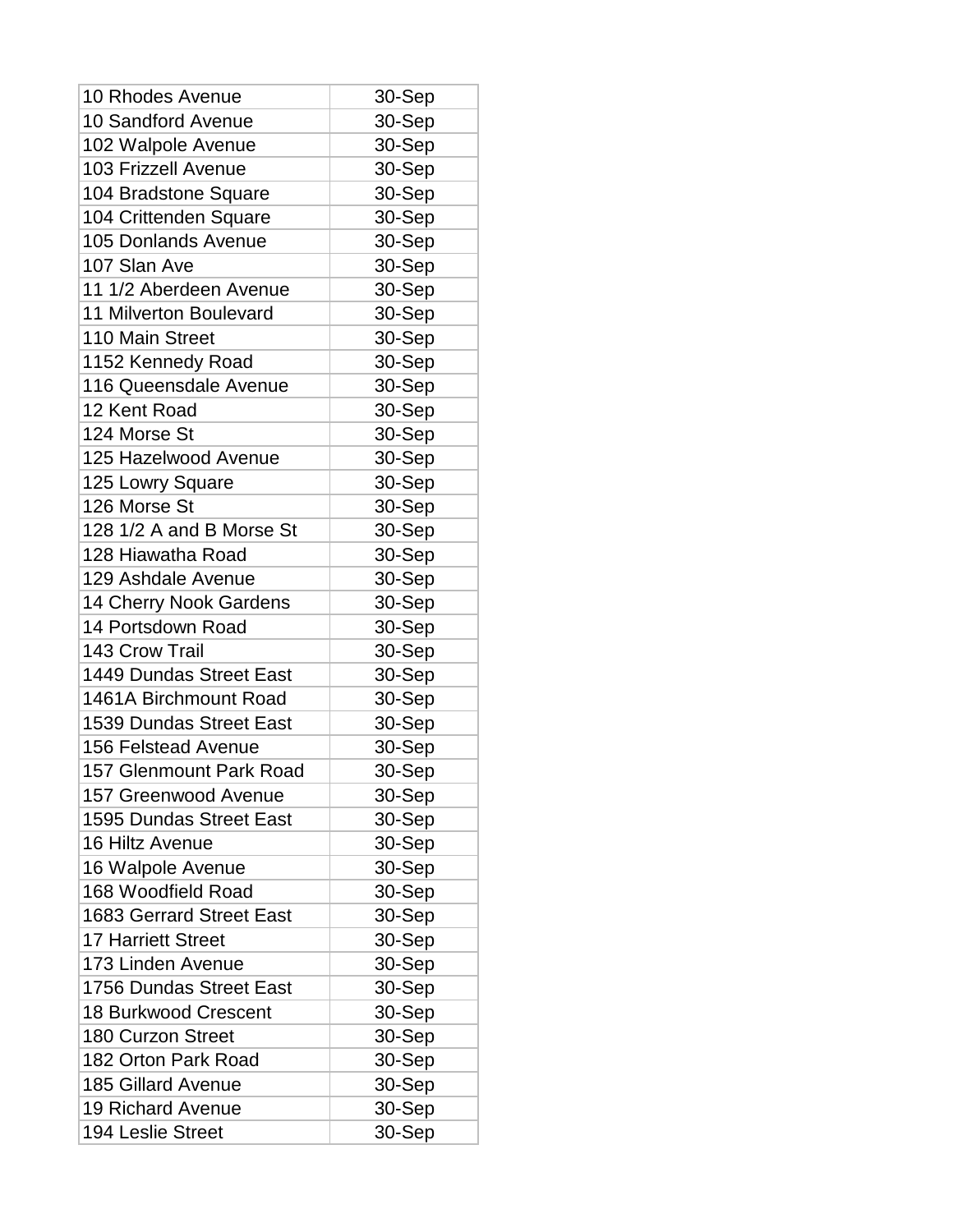| | |
|---|---|
| 10 Rhodes Avenue | 30-Sep |
| 10 Sandford Avenue | 30-Sep |
| 102 Walpole Avenue | 30-Sep |
| 103 Frizzell Avenue | 30-Sep |
| 104 Bradstone Square | 30-Sep |
| 104 Crittenden Square | 30-Sep |
| 105 Donlands Avenue | 30-Sep |
| 107 Slan Ave | 30-Sep |
| 11 1/2 Aberdeen Avenue | 30-Sep |
| 11 Milverton Boulevard | 30-Sep |
| 110 Main Street | 30-Sep |
| 1152 Kennedy Road | 30-Sep |
| 116 Queensdale Avenue | 30-Sep |
| 12 Kent Road | 30-Sep |
| 124 Morse St | 30-Sep |
| 125 Hazelwood Avenue | 30-Sep |
| 125 Lowry Square | 30-Sep |
| 126 Morse St | 30-Sep |
| 128 1/2 A and B Morse St | 30-Sep |
| 128 Hiawatha Road | 30-Sep |
| 129 Ashdale Avenue | 30-Sep |
| 14 Cherry Nook Gardens | 30-Sep |
| 14 Portsdown Road | 30-Sep |
| 143 Crow Trail | 30-Sep |
| 1449 Dundas Street East | 30-Sep |
| 1461A Birchmount Road | 30-Sep |
| 1539 Dundas Street East | 30-Sep |
| 156 Felstead Avenue | 30-Sep |
| 157 Glenmount Park Road | 30-Sep |
| 157 Greenwood Avenue | 30-Sep |
| 1595 Dundas Street East | 30-Sep |
| 16 Hiltz Avenue | 30-Sep |
| 16 Walpole Avenue | 30-Sep |
| 168 Woodfield Road | 30-Sep |
| 1683 Gerrard Street East | 30-Sep |
| 17 Harriett Street | 30-Sep |
| 173 Linden Avenue | 30-Sep |
| 1756 Dundas Street East | 30-Sep |
| 18 Burkwood Crescent | 30-Sep |
| 180 Curzon Street | 30-Sep |
| 182 Orton Park Road | 30-Sep |
| 185 Gillard Avenue | 30-Sep |
| 19 Richard Avenue | 30-Sep |
| 194 Leslie Street | 30-Sep |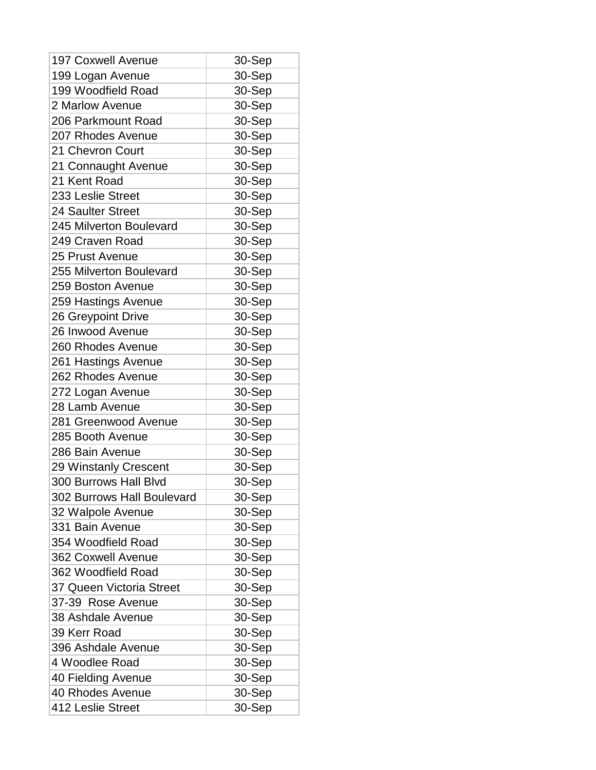| 197 Coxwell Avenue | 30-Sep |
|---|---|
| 199 Logan Avenue | 30-Sep |
| 199 Woodfield Road | 30-Sep |
| 2 Marlow Avenue | 30-Sep |
| 206 Parkmount Road | 30-Sep |
| 207 Rhodes Avenue | 30-Sep |
| 21 Chevron Court | 30-Sep |
| 21 Connaught Avenue | 30-Sep |
| 21 Kent Road | 30-Sep |
| 233 Leslie Street | 30-Sep |
| 24 Saulter Street | 30-Sep |
| 245 Milverton Boulevard | 30-Sep |
| 249 Craven Road | 30-Sep |
| 25 Prust Avenue | 30-Sep |
| 255 Milverton Boulevard | 30-Sep |
| 259 Boston Avenue | 30-Sep |
| 259 Hastings Avenue | 30-Sep |
| 26 Greypoint Drive | 30-Sep |
| 26 Inwood Avenue | 30-Sep |
| 260 Rhodes Avenue | 30-Sep |
| 261 Hastings Avenue | 30-Sep |
| 262 Rhodes Avenue | 30-Sep |
| 272 Logan Avenue | 30-Sep |
| 28 Lamb Avenue | 30-Sep |
| 281 Greenwood Avenue | 30-Sep |
| 285 Booth Avenue | 30-Sep |
| 286 Bain Avenue | 30-Sep |
| 29 Winstanly Crescent | 30-Sep |
| 300 Burrows Hall Blvd | 30-Sep |
| 302 Burrows Hall Boulevard | 30-Sep |
| 32 Walpole Avenue | 30-Sep |
| 331 Bain Avenue | 30-Sep |
| 354 Woodfield Road | 30-Sep |
| 362 Coxwell Avenue | 30-Sep |
| 362 Woodfield Road | 30-Sep |
| 37 Queen Victoria Street | 30-Sep |
| 37-39  Rose Avenue | 30-Sep |
| 38 Ashdale Avenue | 30-Sep |
| 39 Kerr Road | 30-Sep |
| 396 Ashdale Avenue | 30-Sep |
| 4 Woodlee Road | 30-Sep |
| 40 Fielding Avenue | 30-Sep |
| 40 Rhodes Avenue | 30-Sep |
| 412 Leslie Street | 30-Sep |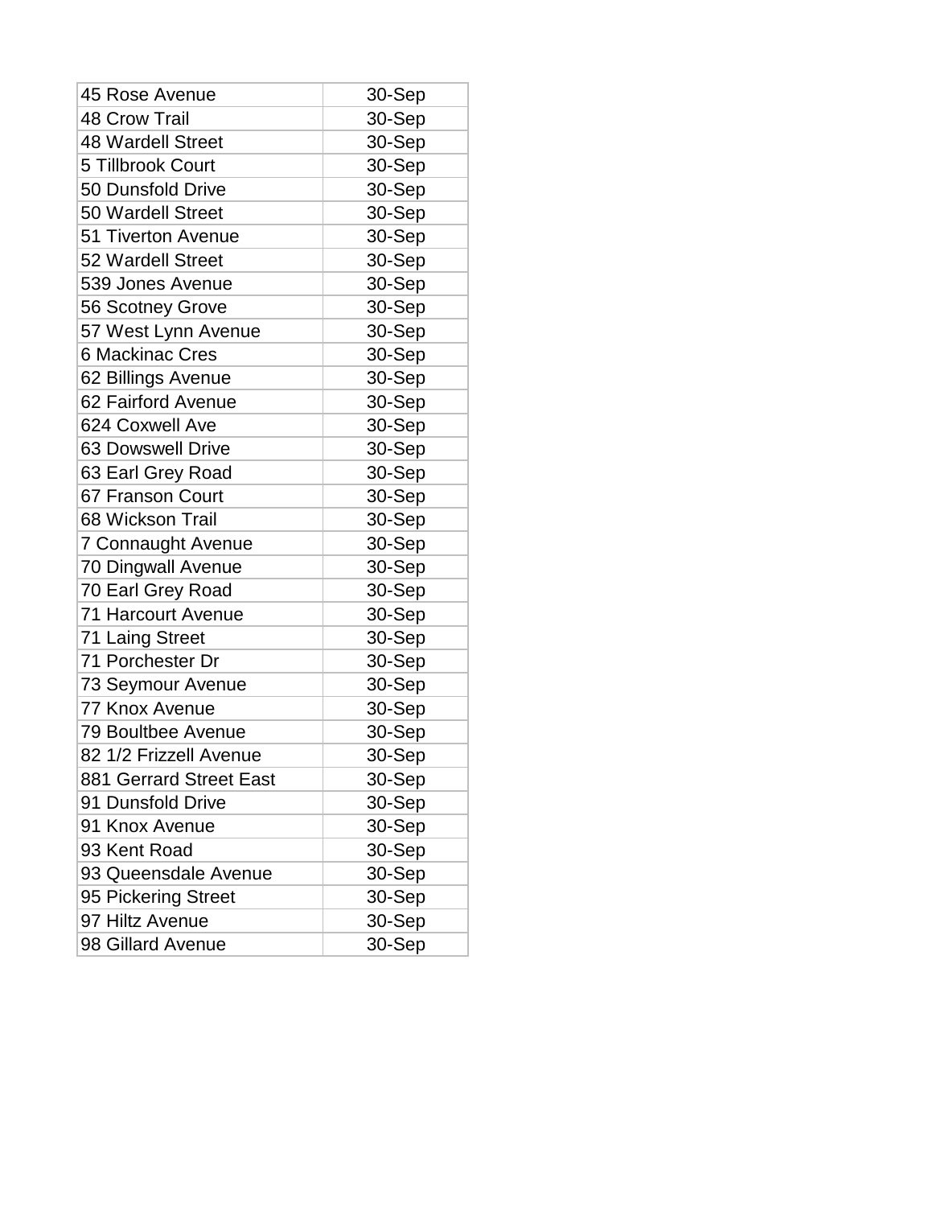| | |
|---|---|
| 45 Rose Avenue | 30-Sep |
| 48 Crow Trail | 30-Sep |
| 48 Wardell Street | 30-Sep |
| 5 Tillbrook Court | 30-Sep |
| 50 Dunsfold Drive | 30-Sep |
| 50 Wardell Street | 30-Sep |
| 51 Tiverton Avenue | 30-Sep |
| 52 Wardell Street | 30-Sep |
| 539 Jones Avenue | 30-Sep |
| 56 Scotney Grove | 30-Sep |
| 57 West Lynn Avenue | 30-Sep |
| 6 Mackinac Cres | 30-Sep |
| 62 Billings Avenue | 30-Sep |
| 62 Fairford Avenue | 30-Sep |
| 624 Coxwell Ave | 30-Sep |
| 63 Dowswell Drive | 30-Sep |
| 63 Earl Grey Road | 30-Sep |
| 67 Franson Court | 30-Sep |
| 68 Wickson Trail | 30-Sep |
| 7 Connaught Avenue | 30-Sep |
| 70 Dingwall Avenue | 30-Sep |
| 70 Earl Grey Road | 30-Sep |
| 71 Harcourt Avenue | 30-Sep |
| 71 Laing Street | 30-Sep |
| 71 Porchester Dr | 30-Sep |
| 73 Seymour Avenue | 30-Sep |
| 77 Knox Avenue | 30-Sep |
| 79 Boultbee Avenue | 30-Sep |
| 82 1/2 Frizzell Avenue | 30-Sep |
| 881 Gerrard Street East | 30-Sep |
| 91 Dunsfold Drive | 30-Sep |
| 91 Knox Avenue | 30-Sep |
| 93 Kent Road | 30-Sep |
| 93 Queensdale Avenue | 30-Sep |
| 95 Pickering Street | 30-Sep |
| 97 Hiltz Avenue | 30-Sep |
| 98 Gillard Avenue | 30-Sep |